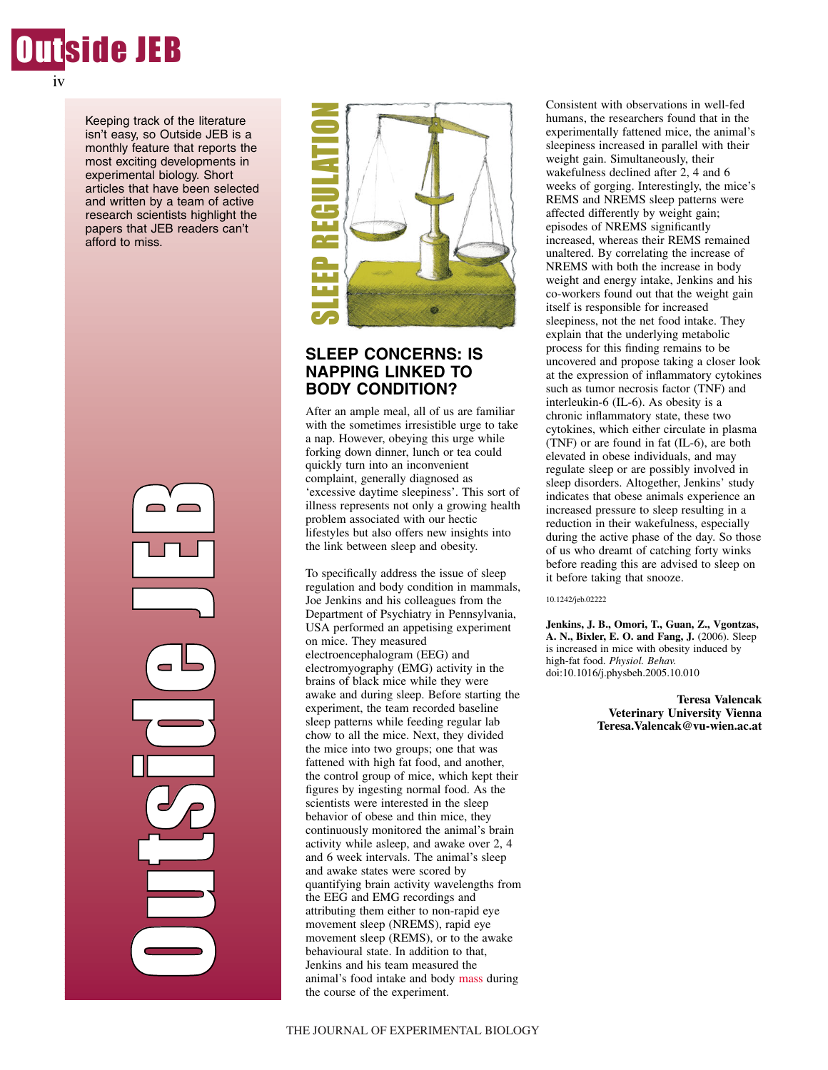Keeping track of the literature isn't easy, so Outside JEB is a monthly feature that reports the most exciting developments in experimental biology. Short articles that have been selected and written by a team of active research scientists highlight the papers that JEB readers can't afford to miss.

SLEEP REGULATION

## SLEEP CONCERNS: IS NAPPING LINKED TO BODY CONDITION?

After an ample meal, all of us are familiar with the sometimes irresistible urge to take a nap. However, obeying this urge while forking down dinner, lunch or tea could quickly turn into an inconvenient complaint, generally diagnosed as 'excessive daytime sleepiness'. This sort of illness represents not only a growing health problem associated with our hectic lifestyles but also offers new insights into the link between sleep and obesity.

To specifically address the issue of sleep regulation and body condition in mammals, Joe Jenkins and his colleagues from the Department of Psychiatry in Pennsylvania, USA performed an appetising experiment on mice. They measured electroencephalogram (EEG) and electromyography (EMG) activity in the brains of black mice while they were awake and during sleep. Before starting the experiment, the team recorded baseline sleep patterns while feeding regular lab chow to all the mice. Next, they divided the mice into two groups; one that was fattened with high fat food, and another, the control group of mice, which kept their figures by ingesting normal food. As the scientists were interested in the sleep behavior of obese and thin mice, they continuously monitored the animal's brain activity while asleep, and awake over 2, 4 and 6 week intervals. The animal's sleep and awake states were scored by quantifying brain activity wavelengths from the EEG and EMG recordings and attributing them either to non-rapid eye movement sleep (NREMS), rapid eye movement sleep (REMS), or to the awake behavioural state. In addition to that, Jenkins and his team measured the animal's food intake and body mass during the course of the experiment.

Consistent with observations in well-fed humans, the researchers found that in the experimentally fattened mice, the animal's sleepiness increased in parallel with their weight gain. Simultaneously, their wakefulness declined after 2, 4 and 6 weeks of gorging. Interestingly, the mice's REMS and NREMS sleep patterns were affected differently by weight gain; episodes of NREMS significantly increased, whereas their REMS remained unaltered. By correlating the increase of NREMS with both the increase in body weight and energy intake, Jenkins and his co-workers found out that the weight gain itself is responsible for increased sleepiness, not the net food intake. They explain that the underlying metabolic process for this finding remains to be uncovered and propose taking a closer look at the expression of inflammatory cytokines such as tumor necrosis factor (TNF) and interleukin-6 (IL-6). As obesity is a chronic inflammatory state, these two cytokines, which either circulate in plasma (TNF) or are found in fat (IL-6), are both elevated in obese individuals, and may regulate sleep or are possibly involved in sleep disorders. Altogether, Jenkins' study indicates that obese animals experience an increased pressure to sleep resulting in a reduction in their wakefulness, especially during the active phase of the day. So those of us who dreamt of catching forty winks before reading this are advised to sleep on it before taking that snooze.

10.1242/jeb.02222

**Jenkins, J. B., Omori, T., Guan, Z., Vgontzas, A. N., Bixler, E. O. and Fang, J.** (2006). Sleep is increased in mice with obesity induced by high-fat food. *Physiol. Behav.* doi:10.1016/j.physbeh.2005.10.010

**Teresa Valencak**
**Veterinary University Vienna**
**Teresa.Valencak@vu-wien.ac.at**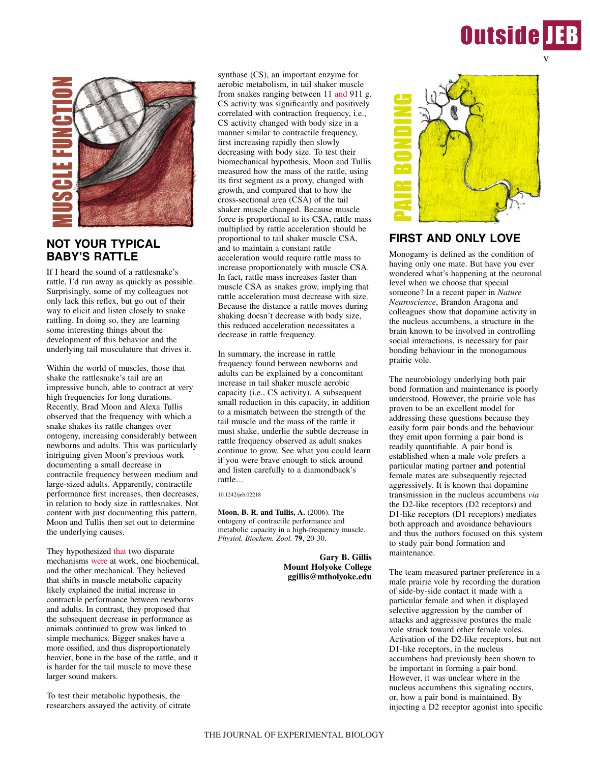## MUSCLE FUNCTION

## NOT YOUR TYPICAL BABY'S RATTLE

If I heard the sound of a rattlesnake's rattle, I'd run away as quickly as possible. Surprisingly, some of my colleagues not only lack this reflex, but go out of their way to elicit and listen closely to snake rattling. In doing so, they are learning some interesting things about the development of this behavior and the underlying tail musculature that drives it.

Within the world of muscles, those that shake the rattlesnake's tail are an impressive bunch, able to contract at very high frequencies for long durations. Recently, Brad Moon and Alexa Tullis observed that the frequency with which a snake shakes its rattle changes over ontogeny, increasing considerably between newborns and adults. This was particularly intriguing given Moon's previous work documenting a small decrease in contractile frequency between medium and large-sized adults. Apparently, contractile performance first increases, then decreases, in relation to body size in rattlesnakes. Not content with just documenting this pattern, Moon and Tullis then set out to determine the underlying causes.

They hypothesized that two disparate mechanisms were at work, one biochemical, and the other mechanical. They believed that shifts in muscle metabolic capacity likely explained the initial increase in contractile performance between newborns and adults. In contrast, they proposed that the subsequent decrease in performance as animals continued to grow was linked to simple mechanics. Bigger snakes have a more ossified, and thus disproportionately heavier, bone in the base of the rattle, and it is harder for the tail muscle to move these larger sound makers.

To test their metabolic hypothesis, the researchers assayed the activity of citrate synthase (CS), an important enzyme for aerobic metabolism, in tail shaker muscle from snakes ranging between 11 and 911 g. CS activity was significantly and positively correlated with contraction frequency, i.e., CS activity changed with body size in a manner similar to contractile frequency, first increasing rapidly then slowly decreasing with body size. To test their biomechanical hypothesis, Moon and Tullis measured how the mass of the rattle, using its first segment as a proxy, changed with growth, and compared that to how the cross-sectional area (CSA) of the tail shaker muscle changed. Because muscle force is proportional to its CSA, rattle mass multiplied by rattle acceleration should be proportional to tail shaker muscle CSA, and to maintain a constant rattle acceleration would require rattle mass to increase proportionately with muscle CSA. In fact, rattle mass increases faster than muscle CSA as snakes grow, implying that rattle acceleration must decrease with size. Because the distance a rattle moves during shaking doesn't decrease with body size, this reduced acceleration necessitates a decrease in rattle frequency.

In summary, the increase in rattle frequency found between newborns and adults can be explained by a concomitant increase in tail shaker muscle aerobic capacity (i.e., CS activity). A subsequent small reduction in this capacity, in addition to a mismatch between the strength of the tail muscle and the mass of the rattle it must shake, underlie the subtle decrease in rattle frequency observed as adult snakes continue to grow. See what you could learn if you were brave enough to stick around and listen carefully to a diamondback's rattle…

10.1242/jeb.02218

**Moon, B. R. and Tullis, A.** (2006). The ontogeny of contractile performance and metabolic capacity in a high-frequency muscle. *Physiol. Biochem. Zool.* **79**, 20-30.

**Gary B. Gillis**
**Mount Holyoke College**
**ggillis@mtholyoke.edu**

## PAIR BONDING

## FIRST AND ONLY LOVE

Monogamy is defined as the condition of having only one mate. But have you ever wondered what's happening at the neuronal level when we choose that special someone? In a recent paper in *Nature Neuroscience*, Brandon Aragona and colleagues show that dopamine activity in the nucleus accumbens, a structure in the brain known to be involved in controlling social interactions, is necessary for pair bonding behaviour in the monogamous prairie vole.

The neurobiology underlying both pair bond formation and maintenance is poorly understood. However, the prairie vole has proven to be an excellent model for addressing these questions because they easily form pair bonds and the behaviour they emit upon forming a pair bond is readily quantifiable. A pair bond is established when a male vole prefers a particular mating partner **and** potential female mates are subsequently rejected aggressively. It is known that dopamine transmission in the nucleus accumbens *via* the D2-like receptors (D2 receptors) and D1-like receptors (D1 receptors) mediates both approach and avoidance behaviours and thus the authors focused on this system to study pair bond formation and maintenance.

The team measured partner preference in a male prairie vole by recording the duration of side-by-side contact it made with a particular female and when it displayed selective aggression by the number of attacks and aggressive postures the male vole struck toward other female voles. Activation of the D2-like receptors, but not D1-like receptors, in the nucleus accumbens had previously been shown to be important in forming a pair bond. However, it was unclear where in the nucleus accumbens this signaling occurs, or, how a pair bond is maintained. By injecting a D2 receptor agonist into specific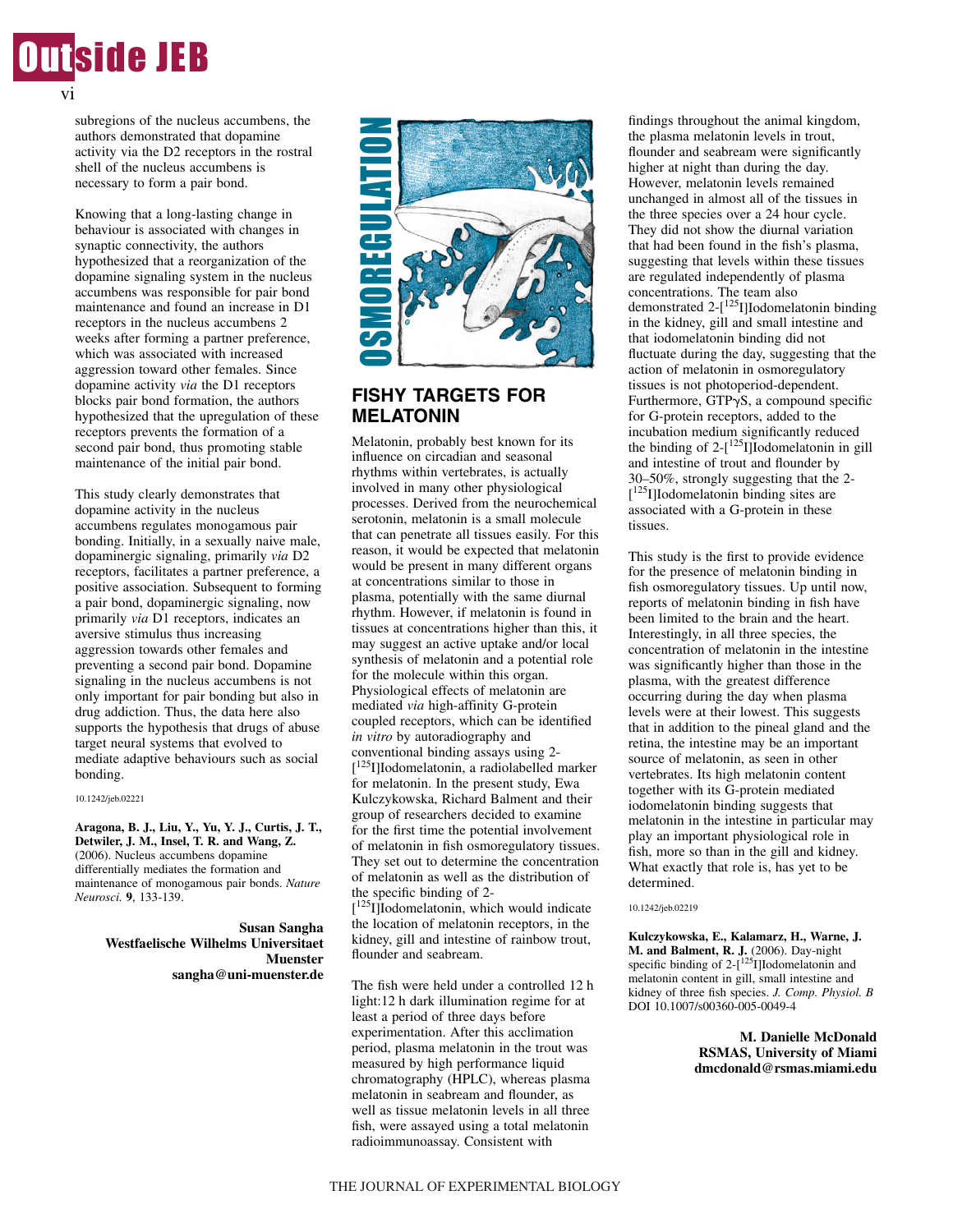subregions of the nucleus accumbens, the authors demonstrated that dopamine activity via the D2 receptors in the rostral shell of the nucleus accumbens is necessary to form a pair bond.

Knowing that a long-lasting change in behaviour is associated with changes in synaptic connectivity, the authors hypothesized that a reorganization of the dopamine signaling system in the nucleus accumbens was responsible for pair bond maintenance and found an increase in D1 receptors in the nucleus accumbens 2 weeks after forming a partner preference, which was associated with increased aggression toward other females. Since dopamine activity *via* the D1 receptors blocks pair bond formation, the authors hypothesized that the upregulation of these receptors prevents the formation of a second pair bond, thus promoting stable maintenance of the initial pair bond.

This study clearly demonstrates that dopamine activity in the nucleus accumbens regulates monogamous pair bonding. Initially, in a sexually naive male, dopaminergic signaling, primarily *via* D2 receptors, facilitates a partner preference, a positive association. Subsequent to forming a pair bond, dopaminergic signaling, now primarily *via* D1 receptors, indicates an aversive stimulus thus increasing aggression towards other females and preventing a second pair bond. Dopamine signaling in the nucleus accumbens is not only important for pair bonding but also in drug addiction. Thus, the data here also supports the hypothesis that drugs of abuse target neural systems that evolved to mediate adaptive behaviours such as social bonding.

10.1242/jeb.02221

**Aragona, B. J., Liu, Y., Yu, Y. J., Curtis, J. T., Detwiler, J. M., Insel, T. R. and Wang, Z.** (2006). Nucleus accumbens dopamine differentially mediates the formation and maintenance of monogamous pair bonds. *Nature Neurosci.* **9**, 133-139.

**Susan Sangha**
**Westfaelische Wilhelms Universitaet Muenster**
**sangha@uni-muenster.de**

OSMOREGULATION

## FISHY TARGETS FOR MELATONIN

Melatonin, probably best known for its influence on circadian and seasonal rhythms within vertebrates, is actually involved in many other physiological processes. Derived from the neurochemical serotonin, melatonin is a small molecule that can penetrate all tissues easily. For this reason, it would be expected that melatonin would be present in many different organs at concentrations similar to those in plasma, potentially with the same diurnal rhythm. However, if melatonin is found in tissues at concentrations higher than this, it may suggest an active uptake and/or local synthesis of melatonin and a potential role for the molecule within this organ. Physiological effects of melatonin are mediated *via* high-affinity G-protein coupled receptors, which can be identified *in vitro* by autoradiography and conventional binding assays using 2-[$^{125}$I]Iodomelatonin, a radiolabelled marker for melatonin. In the present study, Ewa Kulczykowska, Richard Balment and their group of researchers decided to examine for the first time the potential involvement of melatonin in fish osmoregulatory tissues. They set out to determine the concentration of melatonin as well as the distribution of the specific binding of 2-[$^{125}$I]Iodomelatonin, which would indicate the location of melatonin receptors, in the kidney, gill and intestine of rainbow trout, flounder and seabream.

The fish were held under a controlled 12 h light:12 h dark illumination regime for at least a period of three days before experimentation. After this acclimation period, plasma melatonin in the trout was measured by high performance liquid chromatography (HPLC), whereas plasma melatonin in seabream and flounder, as well as tissue melatonin levels in all three fish, were assayed using a total melatonin radioimmunoassay. Consistent with findings throughout the animal kingdom, the plasma melatonin levels in trout, flounder and seabream were significantly higher at night than during the day. However, melatonin levels remained unchanged in almost all of the tissues in the three species over a 24 hour cycle. They did not show the diurnal variation that had been found in the fish's plasma, suggesting that levels within these tissues are regulated independently of plasma concentrations. The team also demonstrated 2-[$^{125}$I]Iodomelatonin binding in the kidney, gill and small intestine and that iodomelatonin binding did not fluctuate during the day, suggesting that the action of melatonin in osmoregulatory tissues is not photoperiod-dependent. Furthermore, GTPγS, a compound specific for G-protein receptors, added to the incubation medium significantly reduced the binding of 2-[$^{125}$I]Iodomelatonin in gill and intestine of trout and flounder by 30–50%, strongly suggesting that the 2-[$^{125}$I]Iodomelatonin binding sites are associated with a G-protein in these tissues.

This study is the first to provide evidence for the presence of melatonin binding in fish osmoregulatory tissues. Up until now, reports of melatonin binding in fish have been limited to the brain and the heart. Interestingly, in all three species, the concentration of melatonin in the intestine was significantly higher than those in the plasma, with the greatest difference occurring during the day when plasma levels were at their lowest. This suggests that in addition to the pineal gland and the retina, the intestine may be an important source of melatonin, as seen in other vertebrates. Its high melatonin content together with its G-protein mediated iodomelatonin binding suggests that melatonin in the intestine in particular may play an important physiological role in fish, more so than in the gill and kidney. What exactly that role is, has yet to be determined.

10.1242/jeb.02219

**Kulczykowska, E., Kalamarz, H., Warne, J. M. and Balment, R. J.** (2006). Day-night specific binding of 2-[$^{125}$I]Iodomelatonin and melatonin content in gill, small intestine and kidney of three fish species. *J. Comp. Physiol. B* DOI 10.1007/s00360-005-0049-4

**M. Danielle McDonald**
**RSMAS, University of Miami**
**dmcdonald@rsmas.miami.edu**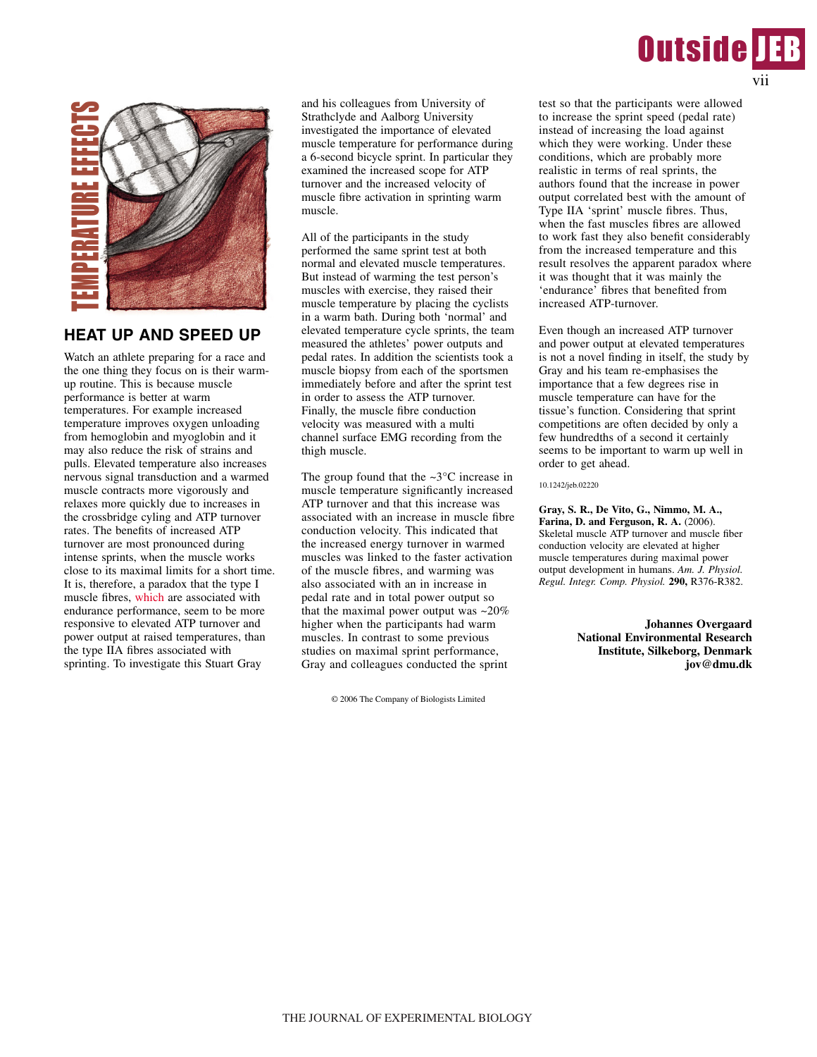TEMPERATURE EFFECTS

## HEAT UP AND SPEED UP

Watch an athlete preparing for a race and the one thing they focus on is their warm-up routine. This is because muscle performance is better at warm temperatures. For example increased temperature improves oxygen unloading from hemoglobin and myoglobin and it may also reduce the risk of strains and pulls. Elevated temperature also increases nervous signal transduction and a warmed muscle contracts more vigorously and relaxes more quickly due to increases in the crossbridge cyling and ATP turnover rates. The benefits of increased ATP turnover are most pronounced during intense sprints, when the muscle works close to its maximal limits for a short time. It is, therefore, a paradox that the type I muscle fibres, which are associated with endurance performance, seem to be more responsive to elevated ATP turnover and power output at raised temperatures, than the type IIA fibres associated with sprinting. To investigate this Stuart Gray and his colleagues from University of Strathclyde and Aalborg University investigated the importance of elevated muscle temperature for performance during a 6-second bicycle sprint. In particular they examined the increased scope for ATP turnover and the increased velocity of muscle fibre activation in sprinting warm muscle.

All of the participants in the study performed the same sprint test at both normal and elevated muscle temperatures. But instead of warming the test person's muscles with exercise, they raised their muscle temperature by placing the cyclists in a warm bath. During both 'normal' and elevated temperature cycle sprints, the team measured the athletes' power outputs and pedal rates. In addition the scientists took a muscle biopsy from each of the sportsmen immediately before and after the sprint test in order to assess the ATP turnover. Finally, the muscle fibre conduction velocity was measured with a multi channel surface EMG recording from the thigh muscle.

The group found that the ~3°C increase in muscle temperature significantly increased ATP turnover and that this increase was associated with an increase in muscle fibre conduction velocity. This indicated that the increased energy turnover in warmed muscles was linked to the faster activation of the muscle fibres, and warming was also associated with an in increase in pedal rate and in total power output so that the maximal power output was ~20% higher when the participants had warm muscles. In contrast to some previous studies on maximal sprint performance, Gray and colleagues conducted the sprint test so that the participants were allowed to increase the sprint speed (pedal rate) instead of increasing the load against which they were working. Under these conditions, which are probably more realistic in terms of real sprints, the authors found that the increase in power output correlated best with the amount of Type IIA 'sprint' muscle fibres. Thus, when the fast muscles fibres are allowed to work fast they also benefit considerably from the increased temperature and this result resolves the apparent paradox where it was thought that it was mainly the 'endurance' fibres that benefited from increased ATP-turnover.

Even though an increased ATP turnover and power output at elevated temperatures is not a novel finding in itself, the study by Gray and his team re-emphasises the importance that a few degrees rise in muscle temperature can have for the tissue's function. Considering that sprint competitions are often decided by only a few hundredths of a second it certainly seems to be important to warm up well in order to get ahead.

10.1242/jeb.02220

**Gray, S. R., De Vito, G., Nimmo, M. A., Farina, D. and Ferguson, R. A.** (2006). Skeletal muscle ATP turnover and muscle fiber conduction velocity are elevated at higher muscle temperatures during maximal power output development in humans. *Am. J. Physiol. Regul. Integr. Comp. Physiol.* **290,** R376-R382.

**Johannes Overgaard**
**National Environmental Research Institute, Silkeborg, Denmark**
**jov@dmu.dk**

© 2006 The Company of Biologists Limited